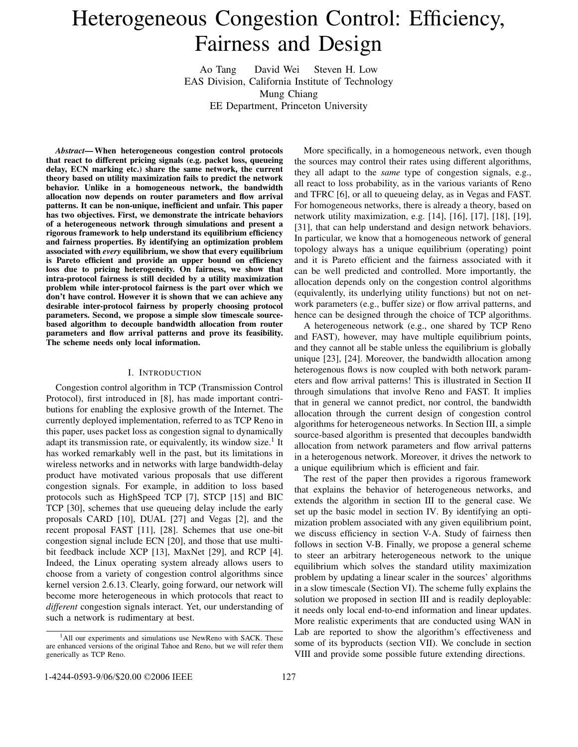# Heterogeneous Congestion Control: Efficiency, Fairness and Design

Ao Tang David Wei Steven H. Low
EAS Division, California Institute of Technology
Mung Chiang
EE Department, Princeton University

***Abstract*— When heterogeneous congestion control protocols that react to different pricing signals (e.g. packet loss, queueing delay, ECN marking etc.) share the same network, the current theory based on utility maximization fails to predict the network behavior. Unlike in a homogeneous network, the bandwidth allocation now depends on router parameters and flow arrival patterns. It can be non-unique, inefficient and unfair. This paper has two objectives. First, we demonstrate the intricate behaviors of a heterogeneous network through simulations and present a rigorous framework to help understand its equilibrium efficiency and fairness properties. By identifying an optimization problem associated with *every* equilibrium, we show that every equilibrium is Pareto efficient and provide an upper bound on efficiency loss due to pricing heterogeneity. On fairness, we show that intra-protocol fairness is still decided by a utility maximization problem while inter-protocol fairness is the part over which we don't have control. However it is shown that we can achieve any desirable inter-protocol fairness by properly choosing protocol parameters. Second, we propose a simple slow timescale source-based algorithm to decouple bandwidth allocation from router parameters and flow arrival patterns and prove its feasibility. The scheme needs only local information.**

## I. Introduction

Congestion control algorithm in TCP (Transmission Control Protocol), first introduced in [8], has made important contributions for enabling the explosive growth of the Internet. The currently deployed implementation, referred to as TCP Reno in this paper, uses packet loss as congestion signal to dynamically adapt its transmission rate, or equivalently, its window size.[1] It has worked remarkably well in the past, but its limitations in wireless networks and in networks with large bandwidth-delay product have motivated various proposals that use different congestion signals. For example, in addition to loss based protocols such as HighSpeed TCP [7], STCP [15] and BIC TCP [30], schemes that use queueing delay include the early proposals CARD [10], DUAL [27] and Vegas [2], and the recent proposal FAST [11], [28]. Schemes that use one-bit congestion signal include ECN [20], and those that use multi-bit feedback include XCP [13], MaxNet [29], and RCP [4]. Indeed, the Linux operating system already allows users to choose from a variety of congestion control algorithms since kernel version 2.6.13. Clearly, going forward, our network will become more heterogeneous in which protocols that react to *different* congestion signals interact. Yet, our understanding of such a network is rudimentary at best.

[1] All our experiments and simulations use NewReno with SACK. These are enhanced versions of the original Tahoe and Reno, but we will refer them generically as TCP Reno.

More specifically, in a homogeneous network, even though the sources may control their rates using different algorithms, they all adapt to the *same* type of congestion signals, e.g., all react to loss probability, as in the various variants of Reno and TFRC [6], or all to queueing delay, as in Vegas and FAST. For homogeneous networks, there is already a theory, based on network utility maximization, e.g. [14], [16], [17], [18], [19], [31], that can help understand and design network behaviors. In particular, we know that a homogeneous network of general topology always has a unique equilibrium (operating) point and it is Pareto efficient and the fairness associated with it can be well predicted and controlled. More importantly, the allocation depends only on the congestion control algorithms (equivalently, its underlying utility functions) but not on network parameters (e.g., buffer size) or flow arrival patterns, and hence can be designed through the choice of TCP algorithms.

A heterogeneous network (e.g., one shared by TCP Reno and FAST), however, may have multiple equilibrium points, and they cannot all be stable unless the equilibrium is globally unique [23], [24]. Moreover, the bandwidth allocation among heterogenous flows is now coupled with both network parameters and flow arrival patterns! This is illustrated in Section II through simulations that involve Reno and FAST. It implies that in general we cannot predict, nor control, the bandwidth allocation through the current design of congestion control algorithms for heterogeneous networks. In Section III, a simple source-based algorithm is presented that decouples bandwidth allocation from network parameters and flow arrival patterns in a heterogenous network. Moreover, it drives the network to a unique equilibrium which is efficient and fair.

The rest of the paper then provides a rigorous framework that explains the behavior of heterogeneous networks, and extends the algorithm in section III to the general case. We set up the basic model in section IV. By identifying an optimization problem associated with any given equilibrium point, we discuss efficiency in section V-A. Study of fairness then follows in section V-B. Finally, we propose a general scheme to steer an arbitrary heterogeneous network to the unique equilibrium which solves the standard utility maximization problem by updating a linear scaler in the sources' algorithms in a slow timescale (Section VI). The scheme fully explains the solution we proposed in section III and is readily deployable: it needs only local end-to-end information and linear updates. More realistic experiments that are conducted using WAN in Lab are reported to show the algorithm's effectiveness and some of its byproducts (section VII). We conclude in section VIII and provide some possible future extending directions.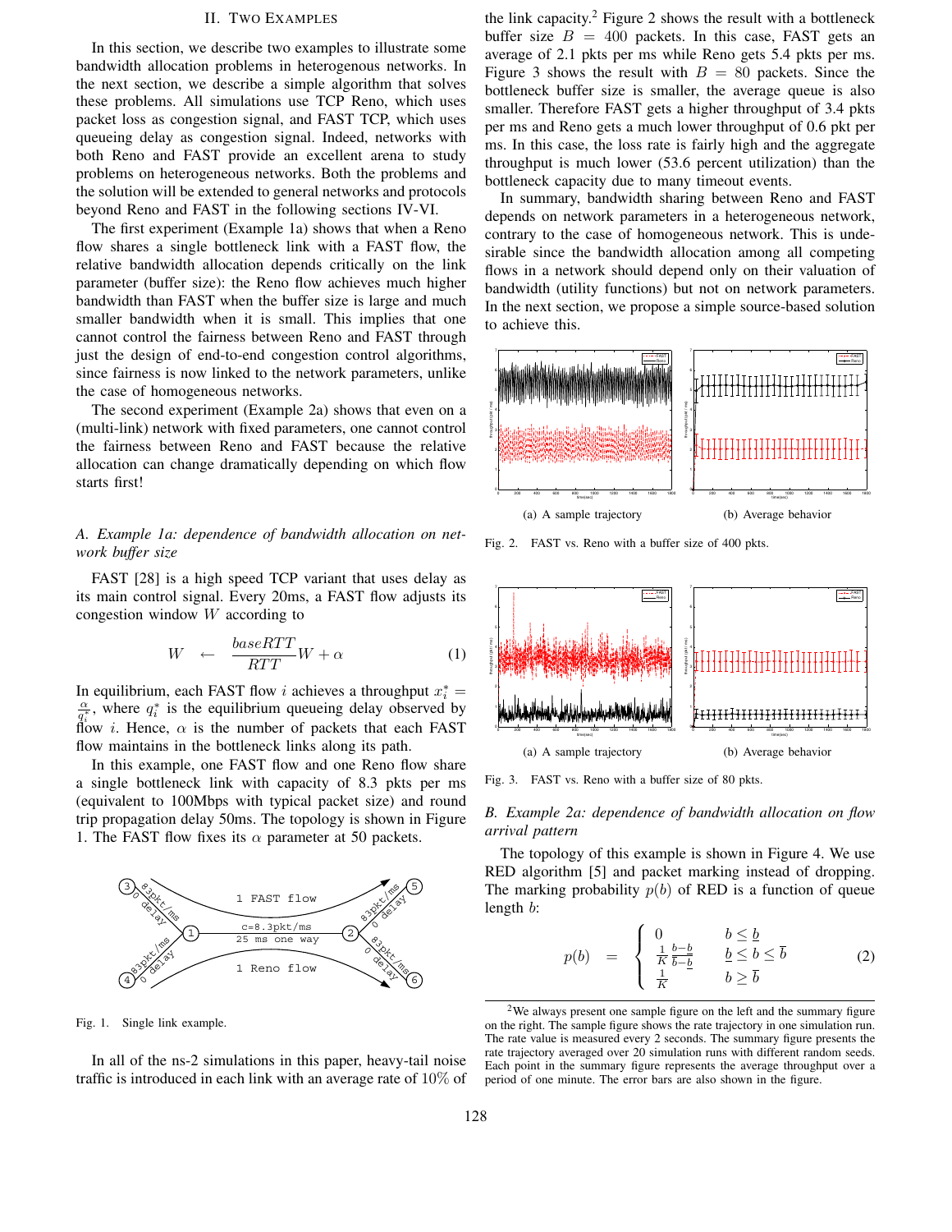## II. Two Examples

In this section, we describe two examples to illustrate some bandwidth allocation problems in heterogenous networks. In the next section, we describe a simple algorithm that solves these problems. All simulations use TCP Reno, which uses packet loss as congestion signal, and FAST TCP, which uses queueing delay as congestion signal. Indeed, networks with both Reno and FAST provide an excellent arena to study problems on heterogeneous networks. Both the problems and the solution will be extended to general networks and protocols beyond Reno and FAST in the following sections IV-VI.

The first experiment (Example 1a) shows that when a Reno flow shares a single bottleneck link with a FAST flow, the relative bandwidth allocation depends critically on the link parameter (buffer size): the Reno flow achieves much higher bandwidth than FAST when the buffer size is large and much smaller bandwidth when it is small. This implies that one cannot control the fairness between Reno and FAST through just the design of end-to-end congestion control algorithms, since fairness is now linked to the network parameters, unlike the case of homogeneous networks.

The second experiment (Example 2a) shows that even on a (multi-link) network with fixed parameters, one cannot control the fairness between Reno and FAST because the relative allocation can change dramatically depending on which flow starts first!

### A. Example 1a: dependence of bandwidth allocation on network buffer size

FAST [28] is a high speed TCP variant that uses delay as its main control signal. Every 20ms, a FAST flow adjusts its congestion window $W$ according to

$$W \quad \leftarrow \quad \frac{baseRTT}{RTT} W + \alpha \tag{1}$$

In equilibrium, each FAST flow $i$ achieves a throughput $x_i^* = \frac{\alpha}{q_i^*}$, where $q_i^*$ is the equilibrium queueing delay observed by flow $i$. Hence, $\alpha$ is the number of packets that each FAST flow maintains in the bottleneck links along its path.

In this example, one FAST flow and one Reno flow share a single bottleneck link with capacity of 8.3 pkts per ms (equivalent to 100Mbps with typical packet size) and round trip propagation delay 50ms. The topology is shown in Figure 1. The FAST flow fixes its $\alpha$ parameter at 50 packets.

Fig. 1. Single link example.

In all of the ns-2 simulations in this paper, heavy-tail noise traffic is introduced in each link with an average rate of 10% of the link capacity.[2] Figure 2 shows the result with a bottleneck buffer size $B = 400$ packets. In this case, FAST gets an average of 2.1 pkts per ms while Reno gets 5.4 pkts per ms. Figure 3 shows the result with $B = 80$ packets. Since the bottleneck buffer size is smaller, the average queue is also smaller. Therefore FAST gets a higher throughput of 3.4 pkts per ms and Reno gets a much lower throughput of 0.6 pkt per ms. In this case, the loss rate is fairly high and the aggregate throughput is much lower (53.6 percent utilization) than the bottleneck capacity due to many timeout events.

In summary, bandwidth sharing between Reno and FAST depends on network parameters in a heterogeneous network, contrary to the case of homogeneous network. This is undesirable since the bandwidth allocation among all competing flows in a network should depend only on their valuation of bandwidth (utility functions) but not on network parameters. In the next section, we propose a simple source-based solution to achieve this.

(a) A sample trajectory (b) Average behavior

Fig. 2. FAST vs. Reno with a buffer size of 400 pkts.

(a) A sample trajectory (b) Average behavior

Fig. 3. FAST vs. Reno with a buffer size of 80 pkts.

### B. Example 2a: dependence of bandwidth allocation on flow arrival pattern

The topology of this example is shown in Figure 4. We use RED algorithm [5] and packet marking instead of dropping. The marking probability $p(b)$ of RED is a function of queue length $b$:

$$p(b) \quad = \quad \begin{cases} 0 & b \le \underline{b} \\ \frac{1}{K}\frac{b-\underline{b}}{\overline{b}-\underline{b}} & \underline{b} \le b \le \overline{b} \\ \frac{1}{K} & b \ge \overline{b} \end{cases} \tag{2}$$

[2] We always present one sample figure on the left and the summary figure on the right. The sample figure shows the rate trajectory in one simulation run. The rate value is measured every 2 seconds. The summary figure presents the rate trajectory averaged over 20 simulation runs with different random seeds. Each point in the summary figure represents the average throughput over a period of one minute. The error bars are also shown in the figure.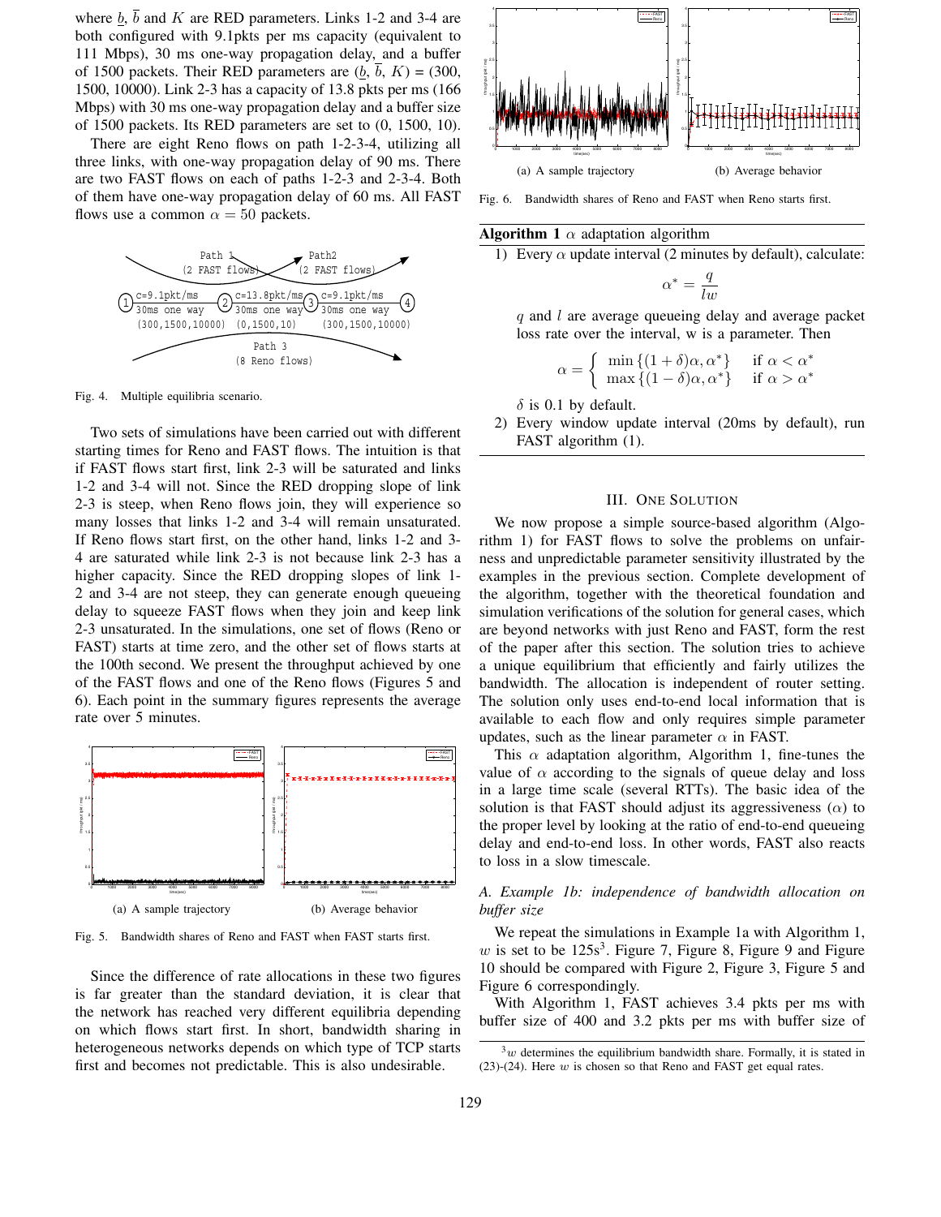where $\underline{b}$, $\overline{b}$ and $K$ are RED parameters. Links 1-2 and 3-4 are both configured with 9.1pkts per ms capacity (equivalent to 111 Mbps), 30 ms one-way propagation delay, and a buffer of 1500 packets. Their RED parameters are ($\underline{b}$, $\overline{b}$, $K$) = (300, 1500, 10000). Link 2-3 has a capacity of 13.8 pkts per ms (166 Mbps) with 30 ms one-way propagation delay and a buffer size of 1500 packets. Its RED parameters are set to (0, 1500, 10).

There are eight Reno flows on path 1-2-3-4, utilizing all three links, with one-way propagation delay of 90 ms. There are two FAST flows on each of paths 1-2-3 and 2-3-4. Both of them have one-way propagation delay of 60 ms. All FAST flows use a common $\alpha = 50$ packets.

Fig. 4. Multiple equilibria scenario.

Two sets of simulations have been carried out with different starting times for Reno and FAST flows. The intuition is that if FAST flows start first, link 2-3 will be saturated and links 1-2 and 3-4 will not. Since the RED dropping slope of link 2-3 is steep, when Reno flows join, they will experience so many losses that links 1-2 and 3-4 will remain unsaturated. If Reno flows start first, on the other hand, links 1-2 and 3-4 are saturated while link 2-3 is not because link 2-3 has a higher capacity. Since the RED dropping slopes of link 1-2 and 3-4 are not steep, they can generate enough queueing delay to squeeze FAST flows when they join and keep link 2-3 unsaturated. In the simulations, one set of flows (Reno or FAST) starts at time zero, and the other set of flows starts at the 100th second. We present the throughput achieved by one of the FAST flows and one of the Reno flows (Figures 5 and 6). Each point in the summary figures represents the average rate over 5 minutes.

(a) A sample trajectory (b) Average behavior

Fig. 5. Bandwidth shares of Reno and FAST when FAST starts first.

Since the difference of rate allocations in these two figures is far greater than the standard deviation, it is clear that the network has reached very different equilibria depending on which flows start first. In short, bandwidth sharing in heterogeneous networks depends on which type of TCP starts first and becomes not predictable. This is also undesirable.

(a) A sample trajectory (b) Average behavior

Fig. 6. Bandwidth shares of Reno and FAST when Reno starts first.

**Algorithm 1** $\alpha$ adaptation algorithm

1) Every $\alpha$ update interval (2 minutes by default), calculate:
$$\alpha^* = \frac{q}{lw}$$
$q$ and $l$ are average queueing delay and average packet loss rate over the interval, w is a parameter. Then
$$\alpha = \begin{cases} \min\{(1+\delta)\alpha, \alpha^*\} & \text{if } \alpha < \alpha^* \\ \max\{(1-\delta)\alpha, \alpha^*\} & \text{if } \alpha > \alpha^* \end{cases}$$
$\delta$ is 0.1 by default.
2) Every window update interval (20ms by default), run FAST algorithm (1).

## III. One Solution

We now propose a simple source-based algorithm (Algorithm 1) for FAST flows to solve the problems on unfairness and unpredictable parameter sensitivity illustrated by the examples in the previous section. Complete development of the algorithm, together with the theoretical foundation and simulation verifications of the solution for general cases, which are beyond networks with just Reno and FAST, form the rest of the paper after this section. The solution tries to achieve a unique equilibrium that efficiently and fairly utilizes the bandwidth. The allocation is independent of router setting. The solution only uses end-to-end local information that is available to each flow and only requires simple parameter updates, such as the linear parameter $\alpha$ in FAST.

This $\alpha$ adaptation algorithm, Algorithm 1, fine-tunes the value of $\alpha$ according to the signals of queue delay and loss in a large time scale (several RTTs). The basic idea of the solution is that FAST should adjust its aggressiveness ($\alpha$) to the proper level by looking at the ratio of end-to-end queueing delay and end-to-end loss. In other words, FAST also reacts to loss in a slow timescale.

### *A. Example 1b: independence of bandwidth allocation on buffer size*

We repeat the simulations in Example 1a with Algorithm 1, $w$ is set to be 125s[3]. Figure 7, Figure 8, Figure 9 and Figure 10 should be compared with Figure 2, Figure 3, Figure 5 and Figure 6 correspondingly.

With Algorithm 1, FAST achieves 3.4 pkts per ms with buffer size of 400 and 3.2 pkts per ms with buffer size of

[3] $w$ determines the equilibrium bandwidth share. Formally, it is stated in (23)-(24). Here $w$ is chosen so that Reno and FAST get equal rates.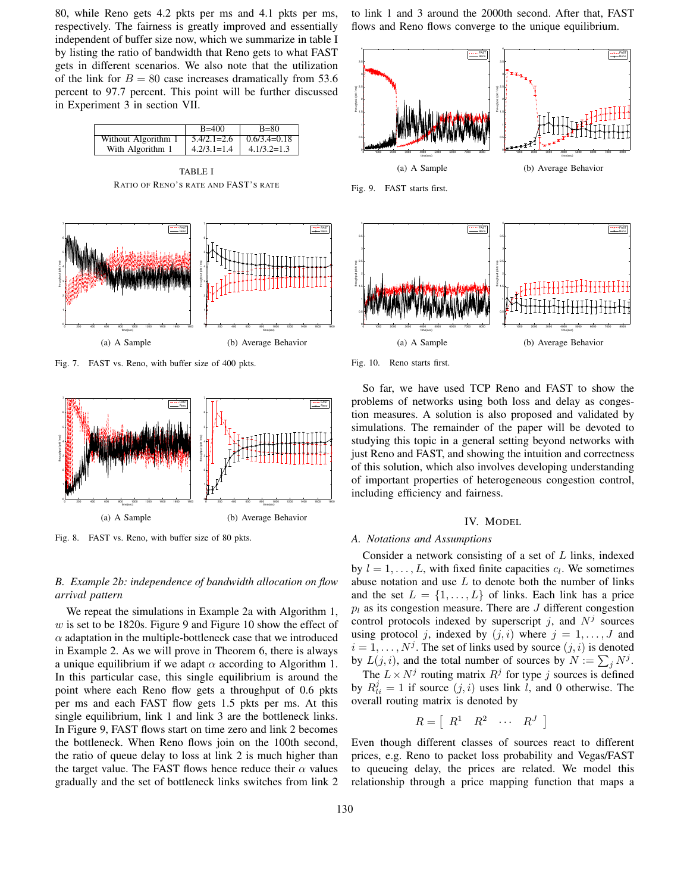80, while Reno gets 4.2 pkts per ms and 4.1 pkts per ms, respectively. The fairness is greatly improved and essentially independent of buffer size now, which we summarize in table I by listing the ratio of bandwidth that Reno gets to what FAST gets in different scenarios. We also note that the utilization of the link for $B = 80$ case increases dramatically from 53.6 percent to 97.7 percent. This point will be further discussed in Experiment 3 in section VII.

| | B=400 | B=80 |
|---|---|---|
| Without Algorithm 1 | 5.4/2.1=2.6 | 0.6/3.4=0.18 |
| With Algorithm 1 | 4.2/3.1=1.4 | 4.1/3.2=1.3 |

TABLE I
RATIO OF RENO'S RATE AND FAST'S RATE

(a) A Sample (b) Average Behavior

Fig. 7. FAST vs. Reno, with buffer size of 400 pkts.

(a) A Sample (b) Average Behavior

Fig. 8. FAST vs. Reno, with buffer size of 80 pkts.

### B. Example 2b: independence of bandwidth allocation on flow arrival pattern

We repeat the simulations in Example 2a with Algorithm 1, $w$ is set to be 1820s. Figure 9 and Figure 10 show the effect of $\alpha$ adaptation in the multiple-bottleneck case that we introduced in Example 2. As we will prove in Theorem 6, there is always a unique equilibrium if we adapt $\alpha$ according to Algorithm 1. In this particular case, this single equilibrium is around the point where each Reno flow gets a throughput of 0.6 pkts per ms and each FAST flow gets 1.5 pkts per ms. At this single equilibrium, link 1 and link 3 are the bottleneck links. In Figure 9, FAST flows start on time zero and link 2 becomes the bottleneck. When Reno flows join on the 100th second, the ratio of queue delay to loss at link 2 is much higher than the target value. The FAST flows hence reduce their $\alpha$ values gradually and the set of bottleneck links switches from link 2 to link 1 and 3 around the 2000th second. After that, FAST flows and Reno flows converge to the unique equilibrium.

(a) A Sample (b) Average Behavior

Fig. 9. FAST starts first.

(a) A Sample (b) Average Behavior

Fig. 10. Reno starts first.

So far, we have used TCP Reno and FAST to show the problems of networks using both loss and delay as congestion measures. A solution is also proposed and validated by simulations. The remainder of the paper will be devoted to studying this topic in a general setting beyond networks with just Reno and FAST, and showing the intuition and correctness of this solution, which also involves developing understanding of important properties of heterogeneous congestion control, including efficiency and fairness.

## IV. MODEL

### A. Notations and Assumptions

Consider a network consisting of a set of $L$ links, indexed by $l = 1, \ldots, L$, with fixed finite capacities $c_l$. We sometimes abuse notation and use $L$ to denote both the number of links and the set $L = \{1, \ldots, L\}$ of links. Each link has a price $p_l$ as its congestion measure. There are $J$ different congestion control protocols indexed by superscript $j$, and $N^j$ sources using protocol $j$, indexed by $(j, i)$ where $j = 1, \ldots, J$ and $i = 1, \ldots, N^j$. The set of links used by source $(j, i)$ is denoted by $L(j, i)$, and the total number of sources by $N := \sum_j N^j$.

The $L \times N^j$ routing matrix $R^j$ for type $j$ sources is defined by $R^j_{li} = 1$ if source $(j, i)$ uses link $l$, and 0 otherwise. The overall routing matrix is denoted by

$$R = \left[ \begin{array}{cccc} R^1 & R^2 & \cdots & R^J \end{array} \right]$$

Even though different classes of sources react to different prices, e.g. Reno to packet loss probability and Vegas/FAST to queueing delay, the prices are related. We model this relationship through a price mapping function that maps a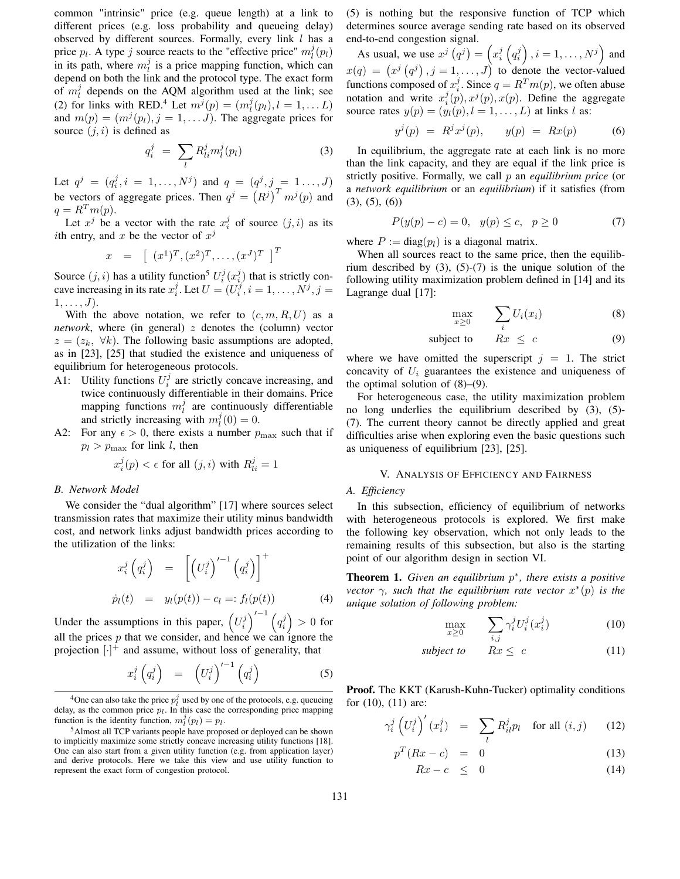common "intrinsic" price (e.g. queue length) at a link to different prices (e.g. loss probability and queueing delay) observed by different sources. Formally, every link $l$ has a price $p_l$. A type $j$ source reacts to the "effective price" $m_l^j(p_l)$ in its path, where $m_l^j$ is a price mapping function, which can depend on both the link and the protocol type. The exact form of $m_l^j$ depends on the AQM algorithm used at the link; see (2) for links with RED.[4] Let $m^j(p) = (m_l^j(p_l), l = 1, \ldots L)$ and $m(p) = (m^j(p_l), j = 1, \ldots J)$. The aggregate prices for source $(j, i)$ is defined as

$$q_i^j \;=\; \sum_l R_{li}^j m_l^j(p_l) \tag{3}$$

Let $q^j = (q_i^j, i = 1, \ldots, N^j)$ and $q = (q^j, j = 1 \ldots, J)$ be vectors of aggregate prices. Then $q^j = \left(R^j\right)^T m^j(p)$ and $q = R^T m(p)$.

Let $x^j$ be a vector with the rate $x_i^j$ of source $(j, i)$ as its $i$th entry, and $x$ be the vector of $x^j$

$$x \;=\; \left[\begin{array}{c} (x^1)^T, (x^2)^T, \ldots, (x^J)^T \end{array}\right]^T$$

Source $(j, i)$ has a utility function[5] $U_i^j(x_i^j)$ that is strictly concave increasing in its rate $x_i^j$. Let $U = (U_i^j, i = 1, \ldots, N^j, j = 1, \ldots, J)$.

With the above notation, we refer to $(c, m, R, U)$ as a *network*, where (in general) $z$ denotes the (column) vector $z = (z_k, \ \forall k)$. The following basic assumptions are adopted, as in [23], [25] that studied the existence and uniqueness of equilibrium for heterogeneous protocols.

- A1: Utility functions $U_i^j$ are strictly concave increasing, and twice continuously differentiable in their domains. Price mapping functions $m_l^j$ are continuously differentiable and strictly increasing with $m_l^j(0) = 0$.
- A2: For any $\epsilon > 0$, there exists a number $p_{\max}$ such that if $p_l > p_{\max}$ for link $l$, then

$$x_i^j(p) < \epsilon \text{ for all } (j, i) \text{ with } R_{li}^j = 1$$

### B. Network Model

We consider the "dual algorithm" [17] where sources select transmission rates that maximize their utility minus bandwidth cost, and network links adjust bandwidth prices according to the utilization of the links:

$$\begin{aligned} x_i^j\left(q_i^j\right) \;&=\; \left[\left(U_i^j\right)'^{-1}\left(q_i^j\right)\right]^+ \\ \dot{p}_l(t) \;&=\; y_l(p(t)) - c_l =: f_l(p(t)) \end{aligned} \tag{4}$$

Under the assumptions in this paper, $\left(U_i^j\right)'^{-1}\left(q_i^j\right) > 0$ for all the prices $p$ that we consider, and hence we can ignore the projection $[\cdot]^+$ and assume, without loss of generality, that

$$x_i^j\left(q_i^j\right) \;=\; \left(U_i^j\right)'^{-1}\left(q_i^j\right) \tag{5}$$

(5) is nothing but the responsive function of TCP which determines source average sending rate based on its observed end-to-end congestion signal.

As usual, we use $x^j\left(q^j\right) = \left(x_i^j\left(q_i^j\right), i = 1, \ldots, N^j\right)$ and $x(q) = \left(x^j\left(q^j\right), j = 1, \ldots, J\right)$ to denote the vector-valued functions composed of $x_i^j$. Since $q = R^T m(p)$, we often abuse notation and write $x_i^j(p), x^j(p), x(p)$. Define the aggregate source rates $y(p) = (y_l(p), l = 1, \ldots, L)$ at links $l$ as:

$$y^j(p) \;=\; R^j x^j(p), \qquad y(p) \;=\; Rx(p) \tag{6}$$

In equilibrium, the aggregate rate at each link is no more than the link capacity, and they are equal if the link price is strictly positive. Formally, we call $p$ an *equilibrium price* (or a *network equilibrium* or an *equilibrium*) if it satisfies (from (3), (5), (6))

$$P(y(p) - c) = 0, \quad y(p) \leq c, \quad p \geq 0 \tag{7}$$

where $P := \text{diag}(p_l)$ is a diagonal matrix.

When all sources react to the same price, then the equilibrium described by (3), (5)-(7) is the unique solution of the following utility maximization problem defined in [14] and its Lagrange dual [17]:

$$\max_{x \geq 0} \qquad \sum_i U_i(x_i) \tag{8}$$

$$\text{subject to} \qquad Rx \;\leq\; c \tag{9}$$

where we have omitted the superscript $j = 1$. The strict concavity of $U_i$ guarantees the existence and uniqueness of the optimal solution of (8)–(9).

For heterogeneous case, the utility maximization problem no long underlies the equilibrium described by (3), (5)-(7). The current theory cannot be directly applied and great difficulties arise when exploring even the basic questions such as uniqueness of equilibrium [23], [25].

## V. Analysis of Efficiency and Fairness

### A. Efficiency

In this subsection, efficiency of equilibrium of networks with heterogeneous protocols is explored. We first make the following key observation, which not only leads to the remaining results of this subsection, but also is the starting point of our algorithm design in section VI.

**Theorem 1.** *Given an equilibrium $p^*$, there exists a positive vector $\gamma$, such that the equilibrium rate vector $x^*(p)$ is the unique solution of following problem:*

$$\max_{x \geq 0} \qquad \sum_{i,j} \gamma_i^j U_i^j(x_i^j) \tag{10}$$

$$\textit{subject to} \qquad Rx \leq \; c \tag{11}$$

**Proof.** The KKT (Karush-Kuhn-Tucker) optimality conditions for (10), (11) are:

$$\gamma_i^j \left(U_i^j\right)'(x_i^j) \;=\; \sum_l R_{il}^j p_l \quad \text{for all } (i, j) \tag{12}$$

$$p^T(Rx - c) \;=\; 0 \tag{13}$$

$$Rx - c \;\leq\; 0 \tag{14}$$

[4] One can also take the price $p_l^j$ used by one of the protocols, e.g. queueing delay, as the common price $p_l$. In this case the corresponding price mapping function is the identity function, $m_l^j(p_l) = p_l$.

[5] Almost all TCP variants people have proposed or deployed can be shown to implicitly maximize some strictly concave increasing utility functions [18]. One can also start from a given utility function (e.g. from application layer) and derive protocols. Here we take this view and use utility function to represent the exact form of congestion protocol.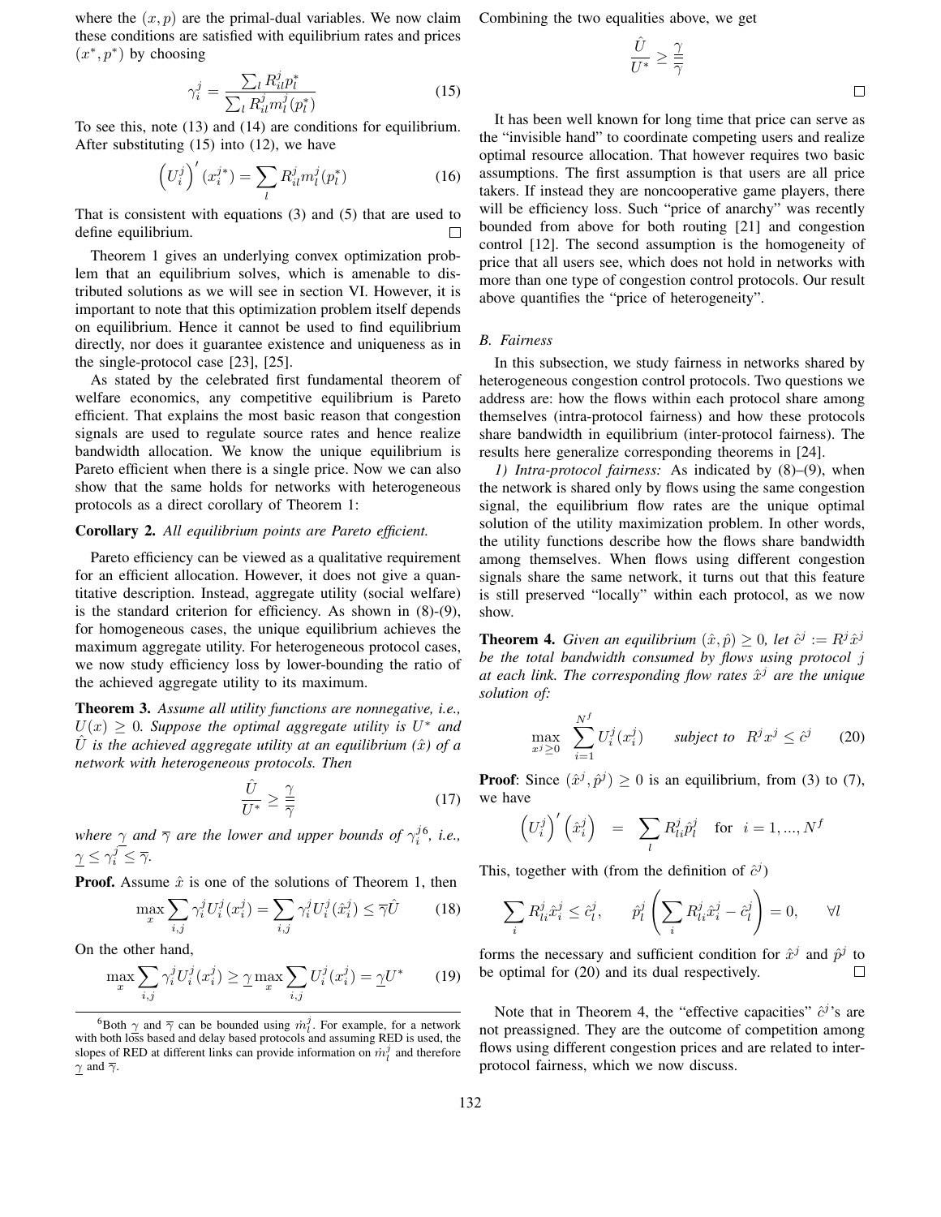where the $(x, p)$ are the primal-dual variables. We now claim these conditions are satisfied with equilibrium rates and prices $(x^*, p^*)$ by choosing

$$\gamma_i^j = \frac{\sum_l R_{il}^j p_l^*}{\sum_l R_{il}^j m_l^j(p_l^*)} \tag{15}$$

To see this, note (13) and (14) are conditions for equilibrium. After substituting (15) into (12), we have

$$\left(U_i^j\right)'(x_i^{j*}) = \sum_l R_{il}^j m_l^j(p_l^*) \tag{16}$$

That is consistent with equations (3) and (5) that are used to define equilibrium. □

Theorem 1 gives an underlying convex optimization problem that an equilibrium solves, which is amenable to distributed solutions as we will see in section VI. However, it is important to note that this optimization problem itself depends on equilibrium. Hence it cannot be used to find equilibrium directly, nor does it guarantee existence and uniqueness as in the single-protocol case [23], [25].

As stated by the celebrated first fundamental theorem of welfare economics, any competitive equilibrium is Pareto efficient. That explains the most basic reason that congestion signals are used to regulate source rates and hence realize bandwidth allocation. We know the unique equilibrium is Pareto efficient when there is a single price. Now we can also show that the same holds for networks with heterogeneous protocols as a direct corollary of Theorem 1:

**Corollary 2.** *All equilibrium points are Pareto efficient.*

Pareto efficiency can be viewed as a qualitative requirement for an efficient allocation. However, it does not give a quantitative description. Instead, aggregate utility (social welfare) is the standard criterion for efficiency. As shown in (8)-(9), for homogeneous cases, the unique equilibrium achieves the maximum aggregate utility. For heterogeneous protocol cases, we now study efficiency loss by lower-bounding the ratio of the achieved aggregate utility to its maximum.

**Theorem 3.** *Assume all utility functions are nonnegative, i.e., $U(x) \geq 0$. Suppose the optimal aggregate utility is $U^*$ and $\hat{U}$ is the achieved aggregate utility at an equilibrium $(\hat{x})$ of a network with heterogeneous protocols. Then*

$$\frac{\hat{U}}{U^*} \geq \frac{\underline{\gamma}}{\overline{\gamma}} \tag{17}$$

*where $\underline{\gamma}$ and $\overline{\gamma}$ are the lower and upper bounds of $\gamma_i^j$[6], i.e., $\underline{\gamma} \leq \gamma_i^j \leq \overline{\gamma}$.*

**Proof.** Assume $\hat{x}$ is one of the solutions of Theorem 1, then

$$\max_x \sum_{i,j} \gamma_i^j U_i^j(x_i^j) = \sum_{i,j} \gamma_i^j U_i^j(\hat{x}_i^j) \leq \overline{\gamma}\hat{U} \tag{18}$$

On the other hand,

$$\max_x \sum_{i,j} \gamma_i^j U_i^j(x_i^j) \geq \underline{\gamma} \max_x \sum_{i,j} U_i^j(x_i^j) = \underline{\gamma} U^* \tag{19}$$

[6] Both $\underline{\gamma}$ and $\overline{\gamma}$ can be bounded using $\dot{m}_l^j$. For example, for a network with both loss based and delay based protocols and assuming RED is used, the slopes of RED at different links can provide information on $\dot{m}_l^j$ and therefore $\underline{\gamma}$ and $\overline{\gamma}$.

Combining the two equalities above, we get

$$\frac{\hat{U}}{U^*} \geq \frac{\underline{\gamma}}{\overline{\gamma}}$$

□

It has been well known for long time that price can serve as the "invisible hand" to coordinate competing users and realize optimal resource allocation. That however requires two basic assumptions. The first assumption is that users are all price takers. If instead they are noncooperative game players, there will be efficiency loss. Such "price of anarchy" was recently bounded from above for both routing [21] and congestion control [12]. The second assumption is the homogeneity of price that all users see, which does not hold in networks with more than one type of congestion control protocols. Our result above quantifies the "price of heterogeneity".

### B. Fairness

In this subsection, we study fairness in networks shared by heterogeneous congestion control protocols. Two questions we address are: how the flows within each protocol share among themselves (intra-protocol fairness) and how these protocols share bandwidth in equilibrium (inter-protocol fairness). The results here generalize corresponding theorems in [24].

*1) Intra-protocol fairness:* As indicated by (8)–(9), when the network is shared only by flows using the same congestion signal, the equilibrium flow rates are the unique optimal solution of the utility maximization problem. In other words, the utility functions describe how the flows share bandwidth among themselves. When flows using different congestion signals share the same network, it turns out that this feature is still preserved "locally" within each protocol, as we now show.

**Theorem 4.** *Given an equilibrium $(\hat{x}, \hat{p}) \geq 0$, let $\hat{c}^j := R^j \hat{x}^j$ be the total bandwidth consumed by flows using protocol $j$ at each link. The corresponding flow rates $\hat{x}^j$ are the unique solution of:*

$$\max_{x^j \geq 0} \sum_{i=1}^{N^f} U_i^j(x_i^j) \qquad \text{subject to} \quad R^j x^j \leq \hat{c}^j \tag{20}$$

**Proof**: Since $(\hat{x}^j, \hat{p}^j) \geq 0$ is an equilibrium, from (3) to (7), we have

$$\left(U_i^j\right)'\left(\hat{x}_i^j\right) = \sum_l R_{li}^j \hat{p}_l^j \quad \text{for} \quad i = 1, ..., N^f$$

This, together with (from the definition of $\hat{c}^j$)

$$\sum_i R_{li}^j \hat{x}_i^j \leq \hat{c}_l^j, \qquad \hat{p}_l^j \left(\sum_i R_{li}^j \hat{x}_i^j - \hat{c}_l^j\right) = 0, \qquad \forall l$$

forms the necessary and sufficient condition for $\hat{x}^j$ and $\hat{p}^j$ to be optimal for (20) and its dual respectively. □

Note that in Theorem 4, the "effective capacities" $\hat{c}^j$'s are not preassigned. They are the outcome of competition among flows using different congestion prices and are related to inter-protocol fairness, which we now discuss.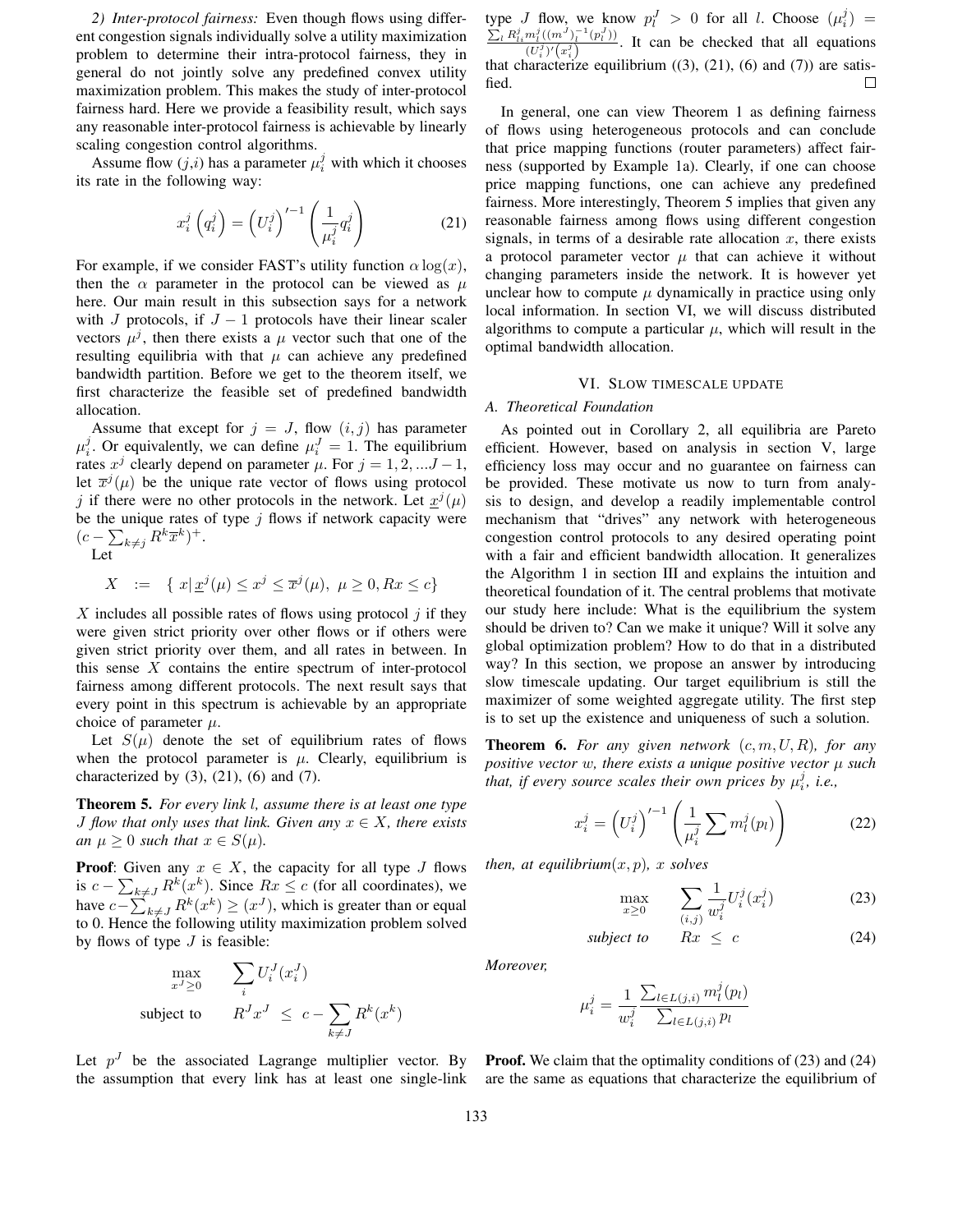*2) Inter-protocol fairness:* Even though flows using different congestion signals individually solve a utility maximization problem to determine their intra-protocol fairness, they in general do not jointly solve any predefined convex utility maximization problem. This makes the study of inter-protocol fairness hard. Here we provide a feasibility result, which says any reasonable inter-protocol fairness is achievable by linearly scaling congestion control algorithms.

Assume flow $(j,i)$ has a parameter $\mu_i^j$ with which it chooses its rate in the following way:

$$x_i^j\left(q_i^j\right) = \left(U_i^j\right)'^{-1}\left(\frac{1}{\mu_i^j}q_i^j\right) \tag{21}$$

For example, if we consider FAST's utility function $\alpha \log(x)$, then the $\alpha$ parameter in the protocol can be viewed as $\mu$ here. Our main result in this subsection says for a network with $J$ protocols, if $J-1$ protocols have their linear scaler vectors $\mu^j$, then there exists a $\mu$ vector such that one of the resulting equilibria with that $\mu$ can achieve any predefined bandwidth partition. Before we get to the theorem itself, we first characterize the feasible set of predefined bandwidth allocation.

Assume that except for $j = J$, flow $(i,j)$ has parameter $\mu_i^j$. Or equivalently, we can define $\mu_i^J = 1$. The equilibrium rates $x^j$ clearly depend on parameter $\mu$. For $j = 1, 2, ...J-1$, let $\overline{x}^j(\mu)$ be the unique rate vector of flows using protocol $j$ if there were no other protocols in the network. Let $\underline{x}^j(\mu)$ be the unique rates of type $j$ flows if network capacity were $(c - \sum_{k\neq j} R^k \overline{x}^k)^+$.

Let

$$X \quad := \quad \{\, x | \, \underline{x}^j(\mu) \leq x^j \leq \overline{x}^j(\mu),\ \mu \geq 0, Rx \leq c\}$$

$X$ includes all possible rates of flows using protocol $j$ if they were given strict priority over other flows or if others were given strict priority over them, and all rates in between. In this sense $X$ contains the entire spectrum of inter-protocol fairness among different protocols. The next result says that every point in this spectrum is achievable by an appropriate choice of parameter $\mu$.

Let $S(\mu)$ denote the set of equilibrium rates of flows when the protocol parameter is $\mu$. Clearly, equilibrium is characterized by (3), (21), (6) and (7).

**Theorem 5.** *For every link $l$, assume there is at least one type $J$ flow that only uses that link. Given any $x \in X$, there exists an $\mu \geq 0$ such that $x \in S(\mu)$.*

**Proof**: Given any $x \in X$, the capacity for all type $J$ flows is $c - \sum_{k\neq J} R^k(x^k)$. Since $Rx \leq c$ (for all coordinates), we have $c - \sum_{k\neq J} R^k(x^k) \geq (x^J)$, which is greater than or equal to 0. Hence the following utility maximization problem solved by flows of type $J$ is feasible:

$$\begin{aligned} \max_{x^J \geq 0} \quad & \sum_i U_i^J(x_i^J) \\ \text{subject to} \quad & R^J x^J \ \leq \ c - \sum_{k\neq J} R^k(x^k) \end{aligned}$$

Let $p^J$ be the associated Lagrange multiplier vector. By the assumption that every link has at least one single-link type $J$ flow, we know $p_l^J > 0$ for all $l$. Choose $(\mu_i^j) = \frac{\sum_l R_{li}^j m_l^j((m^J)_l^{-1}(p_l^J))}{(U_i^j)'(x_i^j)}$. It can be checked that all equations that characterize equilibrium ((3), (21), (6) and (7)) are satisfied. $\square$

In general, one can view Theorem 1 as defining fairness of flows using heterogeneous protocols and can conclude that price mapping functions (router parameters) affect fairness (supported by Example 1a). Clearly, if one can choose price mapping functions, one can achieve any predefined fairness. More interestingly, Theorem 5 implies that given any reasonable fairness among flows using different congestion signals, in terms of a desirable rate allocation $x$, there exists a protocol parameter vector $\mu$ that can achieve it without changing parameters inside the network. It is however yet unclear how to compute $\mu$ dynamically in practice using only local information. In section VI, we will discuss distributed algorithms to compute a particular $\mu$, which will result in the optimal bandwidth allocation.

## VI. Slow timescale update

### *A. Theoretical Foundation*

As pointed out in Corollary 2, all equilibria are Pareto efficient. However, based on analysis in section V, large efficiency loss may occur and no guarantee on fairness can be provided. These motivate us now to turn from analysis to design, and develop a readily implementable control mechanism that "drives" any network with heterogeneous congestion control protocols to any desired operating point with a fair and efficient bandwidth allocation. It generalizes the Algorithm 1 in section III and explains the intuition and theoretical foundation of it. The central problems that motivate our study here include: What is the equilibrium the system should be driven to? Can we make it unique? Will it solve any global optimization problem? How to do that in a distributed way? In this section, we propose an answer by introducing slow timescale updating. Our target equilibrium is still the maximizer of some weighted aggregate utility. The first step is to set up the existence and uniqueness of such a solution.

**Theorem 6.** *For any given network $(c, m, U, R)$, for any positive vector $w$, there exists a unique positive vector $\mu$ such that, if every source scales their own prices by $\mu_i^j$, i.e.,*

$$x_i^j = \left(U_i^j\right)'^{-1}\left(\frac{1}{\mu_i^j}\sum m_l^j(p_l)\right) \tag{22}$$

*then, at equilibrium$(x,p)$, $x$ solves*

$$\max_{x\geq 0} \quad \sum_{(i,j)} \frac{1}{w_i^j} U_i^j(x_i^j) \tag{23}$$

$$\textit{subject to} \qquad Rx \ \leq \ c \tag{24}$$

*Moreover,*

$$\mu_i^j = \frac{1}{w_i^j}\frac{\sum_{l\in L(j,i)} m_l^j(p_l)}{\sum_{l\in L(j,i)} p_l}$$

**Proof.** We claim that the optimality conditions of (23) and (24) are the same as equations that characterize the equilibrium of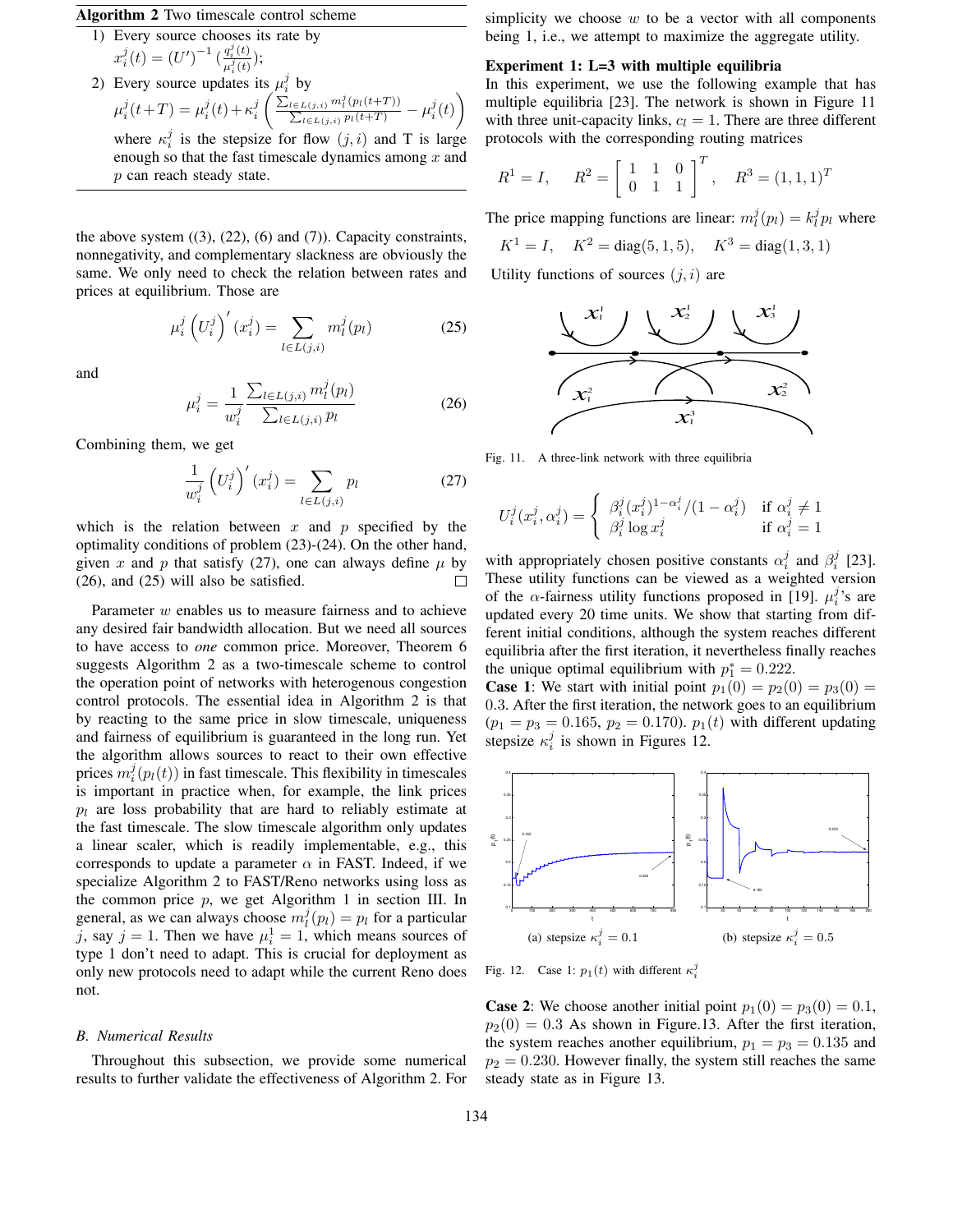**Algorithm 2** Two timescale control scheme

1) Every source chooses its rate by
$x_i^j(t) = (U')^{-1}(\frac{q_i^j(t)}{\mu_i^j(t)})$;
2) Every source updates its $\mu_i^j$ by
$\mu_i^j(t+T) = \mu_i^j(t) + \kappa_i^j \left( \frac{\sum_{l \in L(j,i)} m_l^j(p_l(t+T))}{\sum_{l \in L(j,i)} p_l(t+T)} - \mu_i^j(t) \right)$
where $\kappa_i^j$ is the stepsize for flow $(j,i)$ and T is large enough so that the fast timescale dynamics among $x$ and $p$ can reach steady state.

the above system ((3), (22), (6) and (7)). Capacity constraints, nonnegativity, and complementary slackness are obviously the same. We only need to check the relation between rates and prices at equilibrium. Those are

$$\mu_i^j \left(U_i^j\right)'(x_i^j) = \sum_{l \in L(j,i)} m_l^j(p_l) \tag{25}$$

and

$$\mu_i^j = \frac{1}{w_i^j} \frac{\sum_{l \in L(j,i)} m_l^j(p_l)}{\sum_{l \in L(j,i)} p_l} \tag{26}$$

Combining them, we get

$$\frac{1}{w_i^j} \left(U_i^j\right)'(x_i^j) = \sum_{l \in L(j,i)} p_l \tag{27}$$

which is the relation between $x$ and $p$ specified by the optimality conditions of problem (23)-(24). On the other hand, given $x$ and $p$ that satisfy (27), one can always define $\mu$ by (26), and (25) will also be satisfied. □

Parameter $w$ enables us to measure fairness and to achieve any desired fair bandwidth allocation. But we need all sources to have access to *one* common price. Moreover, Theorem 6 suggests Algorithm 2 as a two-timescale scheme to control the operation point of networks with heterogenous congestion control protocols. The essential idea in Algorithm 2 is that by reacting to the same price in slow timescale, uniqueness and fairness of equilibrium is guaranteed in the long run. Yet the algorithm allows sources to react to their own effective prices $m_i^j(p_l(t))$ in fast timescale. This flexibility in timescales is important in practice when, for example, the link prices $p_l$ are loss probability that are hard to reliably estimate at the fast timescale. The slow timescale algorithm only updates a linear scaler, which is readily implementable, e.g., this corresponds to update a parameter $\alpha$ in FAST. Indeed, if we specialize Algorithm 2 to FAST/Reno networks using loss as the common price $p$, we get Algorithm 1 in section III. In general, as we can always choose $m_l^j(p_l) = p_l$ for a particular $j$, say $j = 1$. Then we have $\mu_i^1 = 1$, which means sources of type 1 don't need to adapt. This is crucial for deployment as only new protocols need to adapt while the current Reno does not.

## B. Numerical Results

Throughout this subsection, we provide some numerical results to further validate the effectiveness of Algorithm 2. For simplicity we choose $w$ to be a vector with all components being 1, i.e., we attempt to maximize the aggregate utility.

**Experiment 1: L=3 with multiple equilibria**
In this experiment, we use the following example that has multiple equilibria [23]. The network is shown in Figure 11 with three unit-capacity links, $c_l = 1$. There are three different protocols with the corresponding routing matrices

$$R^1 = I, \quad R^2 = \begin{bmatrix} 1 & 1 & 0 \\ 0 & 1 & 1 \end{bmatrix}^T, \quad R^3 = (1,1,1)^T$$

The price mapping functions are linear: $m_l^j(p_l) = k_l^j p_l$ where

$$K^1 = I, \quad K^2 = \text{diag}(5,1,5), \quad K^3 = \text{diag}(1,3,1)$$

Utility functions of sources $(j,i)$ are

Fig. 11. A three-link network with three equilibria

$$U_i^j(x_i^j, \alpha_i^j) = \begin{cases} \beta_i^j (x_i^j)^{1-\alpha_i^j}/(1-\alpha_i^j) & \text{if } \alpha_i^j \neq 1 \\ \beta_i^j \log x_i^j & \text{if } \alpha_i^j = 1 \end{cases}$$

with appropriately chosen positive constants $\alpha_i^j$ and $\beta_i^j$ [23]. These utility functions can be viewed as a weighted version of the $\alpha$-fairness utility functions proposed in [19]. $\mu_i^j$'s are updated every 20 time units. We show that starting from different initial conditions, although the system reaches different equilibria after the first iteration, it nevertheless finally reaches the unique optimal equilibrium with $p_1^* = 0.222$.

**Case 1**: We start with initial point $p_1(0) = p_2(0) = p_3(0) = 0.3$. After the first iteration, the network goes to an equilibrium ($p_1 = p_3 = 0.165$, $p_2 = 0.170$). $p_1(t)$ with different updating stepsize $\kappa_i^j$ is shown in Figures 12.

(a) stepsize $\kappa_i^j = 0.1$ (b) stepsize $\kappa_i^j = 0.5$

Fig. 12. Case 1: $p_1(t)$ with different $\kappa_i^j$

**Case 2**: We choose another initial point $p_1(0) = p_3(0) = 0.1$, $p_2(0) = 0.3$ As shown in Figure.13. After the first iteration, the system reaches another equilibrium, $p_1 = p_3 = 0.135$ and $p_2 = 0.230$. However finally, the system still reaches the same steady state as in Figure 13.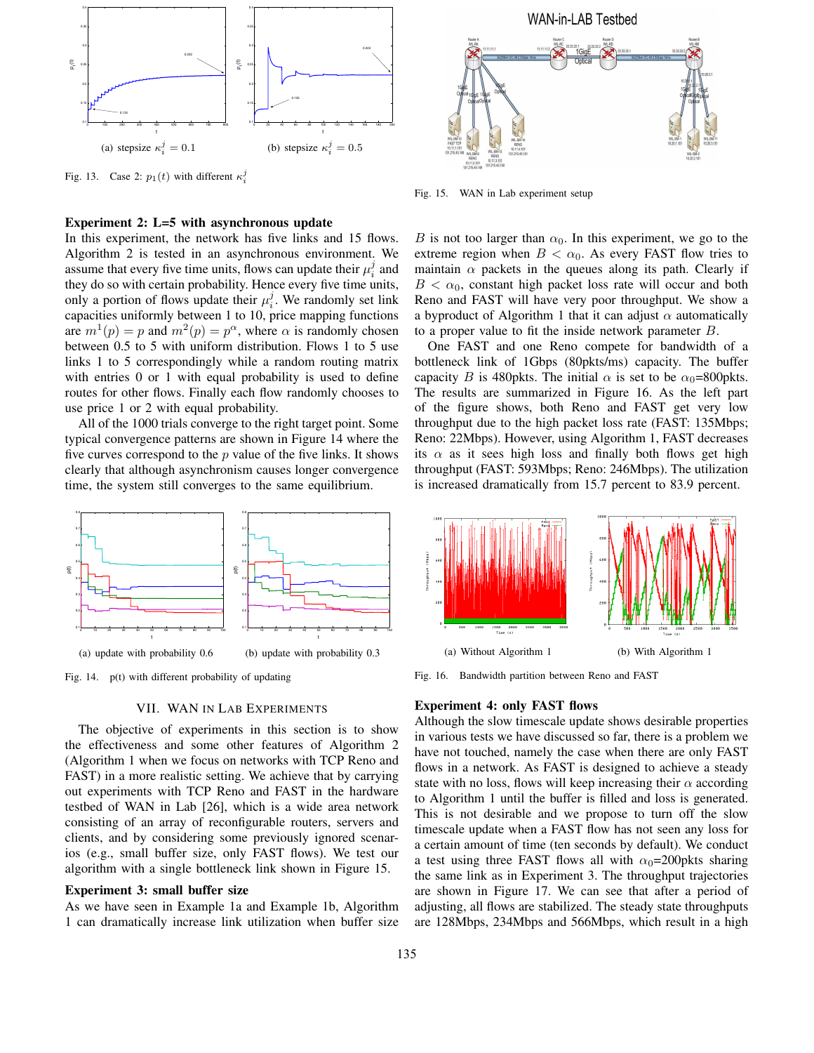(a) stepsize $\kappa_i^j = 0.1$

(b) stepsize $\kappa_i^j = 0.5$

Fig. 13. Case 2: $p_1(t)$ with different $\kappa_i^j$

**Experiment 2: L=5 with asynchronous update**

In this experiment, the network has five links and 15 flows. Algorithm 2 is tested in an asynchronous environment. We assume that every five time units, flows can update their $\mu_i^j$ and they do so with certain probability. Hence every five time units, only a portion of flows update their $\mu_i^j$. We randomly set link capacities uniformly between 1 to 10, price mapping functions are $m^1(p) = p$ and $m^2(p) = p^\alpha$, where $\alpha$ is randomly chosen between 0.5 to 5 with uniform distribution. Flows 1 to 5 use links 1 to 5 correspondingly while a random routing matrix with entries 0 or 1 with equal probability is used to define routes for other flows. Finally each flow randomly chooses to use price 1 or 2 with equal probability.

All of the 1000 trials converge to the right target point. Some typical convergence patterns are shown in Figure 14 where the five curves correspond to the $p$ value of the five links. It shows clearly that although asynchronism causes longer convergence time, the system still converges to the same equilibrium.

(a) update with probability 0.6

(b) update with probability 0.3

Fig. 14. p(t) with different probability of updating

## VII. WAN in Lab Experiments

The objective of experiments in this section is to show the effectiveness and some other features of Algorithm 2 (Algorithm 1 when we focus on networks with TCP Reno and FAST) in a more realistic setting. We achieve that by carrying out experiments with TCP Reno and FAST in the hardware testbed of WAN in Lab [26], which is a wide area network consisting of an array of reconfigurable routers, servers and clients, and by considering some previously ignored scenarios (e.g., small buffer size, only FAST flows). We test our algorithm with a single bottleneck link shown in Figure 15.

**Experiment 3: small buffer size**

As we have seen in Example 1a and Example 1b, Algorithm 1 can dramatically increase link utilization when buffer size $B$ is not too larger than $\alpha_0$. In this experiment, we go to the extreme region when $B < \alpha_0$. As every FAST flow tries to maintain $\alpha$ packets in the queues along its path. Clearly if $B < \alpha_0$, constant high packet loss rate will occur and both Reno and FAST will have very poor throughput. We show a byproduct of Algorithm 1 that it can adjust $\alpha$ automatically to a proper value to fit the inside network parameter $B$.

One FAST and one Reno compete for bandwidth of a bottleneck link of 1Gbps (80pkts/ms) capacity. The buffer capacity $B$ is 480pkts. The initial $\alpha$ is set to be $\alpha_0$=800pkts. The results are summarized in Figure 16. As the left part of the figure shows, both Reno and FAST get very low throughput due to the high packet loss rate (FAST: 135Mbps; Reno: 22Mbps). However, using Algorithm 1, FAST decreases its $\alpha$ as it sees high loss and finally both flows get high throughput (FAST: 593Mbps; Reno: 246Mbps). The utilization is increased dramatically from 15.7 percent to 83.9 percent.

Fig. 15. WAN in Lab experiment setup

(a) Without Algorithm 1

(b) With Algorithm 1

Fig. 16. Bandwidth partition between Reno and FAST

**Experiment 4: only FAST flows**

Although the slow timescale update shows desirable properties in various tests we have discussed so far, there is a problem we have not touched, namely the case when there are only FAST flows in a network. As FAST is designed to achieve a steady state with no loss, flows will keep increasing their $\alpha$ according to Algorithm 1 until the buffer is filled and loss is generated. This is not desirable and we propose to turn off the slow timescale update when a FAST flow has not seen any loss for a certain amount of time (ten seconds by default). We conduct a test using three FAST flows all with $\alpha_0$=200pkts sharing the same link as in Experiment 3. The throughput trajectories are shown in Figure 17. We can see that after a period of adjusting, all flows are stabilized. The steady state throughputs are 128Mbps, 234Mbps and 566Mbps, which result in a high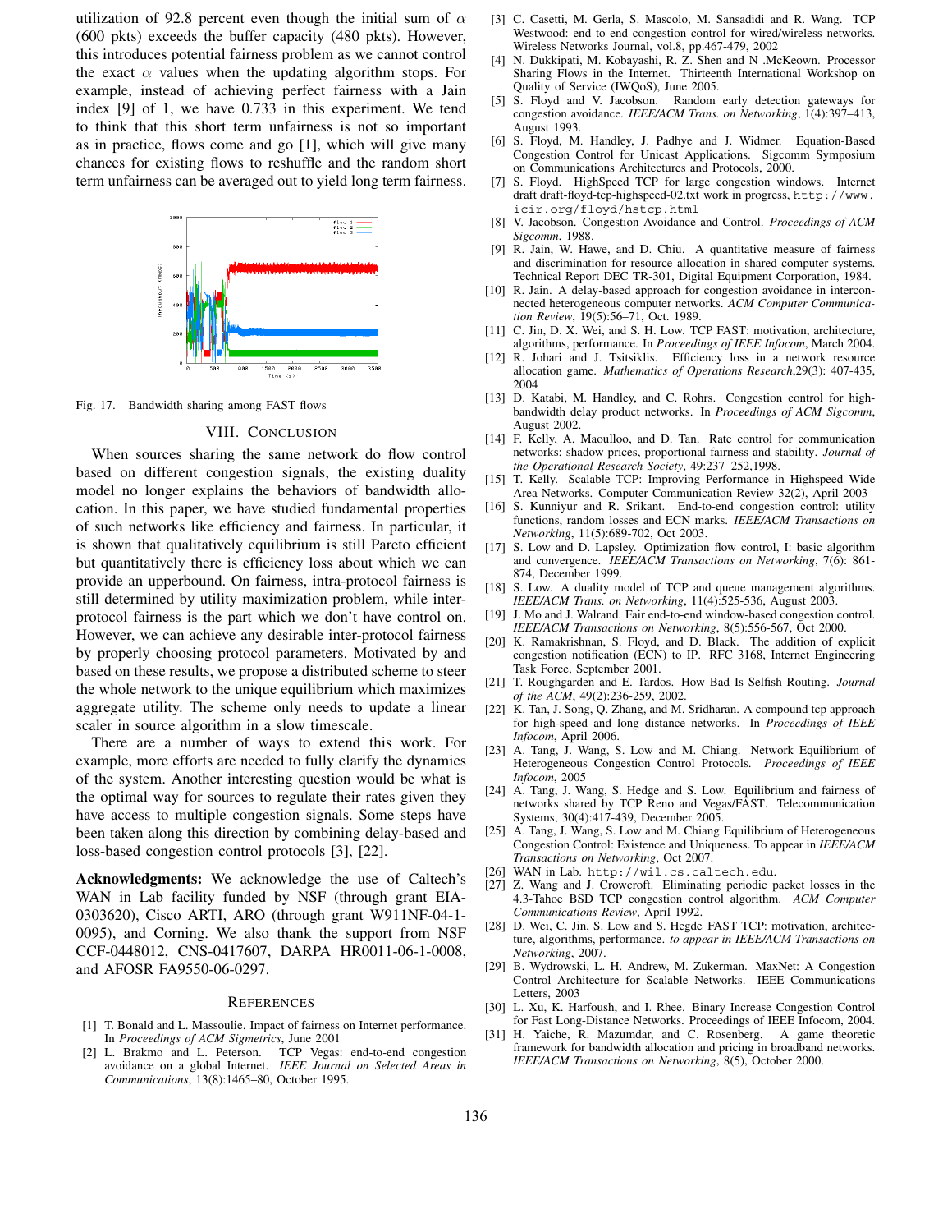utilization of 92.8 percent even though the initial sum of $\alpha$ (600 pkts) exceeds the buffer capacity (480 pkts). However, this introduces potential fairness problem as we cannot control the exact $\alpha$ values when the updating algorithm stops. For example, instead of achieving perfect fairness with a Jain index [9] of 1, we have 0.733 in this experiment. We tend to think that this short term unfairness is not so important as in practice, flows come and go [1], which will give many chances for existing flows to reshuffle and the random short term unfairness can be averaged out to yield long term fairness.

1000
800
600
400
200
0
Throughput (Mbps)
0 500 1000 1500 2000 2500 3000 3500
Time (s)
flow 1
flow 2
flow 3

Fig. 17. Bandwidth sharing among FAST flows

## VIII. Conclusion

When sources sharing the same network do flow control based on different congestion signals, the existing duality model no longer explains the behaviors of bandwidth allocation. In this paper, we have studied fundamental properties of such networks like efficiency and fairness. In particular, it is shown that qualitatively equilibrium is still Pareto efficient but quantitatively there is efficiency loss about which we can provide an upperbound. On fairness, intra-protocol fairness is still determined by utility maximization problem, while inter-protocol fairness is the part which we don't have control on. However, we can achieve any desirable inter-protocol fairness by properly choosing protocol parameters. Motivated by and based on these results, we propose a distributed scheme to steer the whole network to the unique equilibrium which maximizes aggregate utility. The scheme only needs to update a linear scaler in source algorithm in a slow timescale.

There are a number of ways to extend this work. For example, more efforts are needed to fully clarify the dynamics of the system. Another interesting question would be what is the optimal way for sources to regulate their rates given they have access to multiple congestion signals. Some steps have been taken along this direction by combining delay-based and loss-based congestion control protocols [3], [22].

**Acknowledgments:** We acknowledge the use of Caltech's WAN in Lab facility funded by NSF (through grant EIA-0303620), Cisco ARTI, ARO (through grant W911NF-04-1-0095), and Corning. We also thank the support from NSF CCF-0448012, CNS-0417607, DARPA HR0011-06-1-0008, and AFOSR FA9550-06-0297.

## References

[1] T. Bonald and L. Massoulie. Impact of fairness on Internet performance. In *Proceedings of ACM Sigmetrics*, June 2001

[2] L. Brakmo and L. Peterson. TCP Vegas: end-to-end congestion avoidance on a global Internet. *IEEE Journal on Selected Areas in Communications*, 13(8):1465–80, October 1995.

[3] C. Casetti, M. Gerla, S. Mascolo, M. Sansadidi and R. Wang. TCP Westwood: end to end congestion control for wired/wireless networks. Wireless Networks Journal, vol.8, pp.467-479, 2002

[4] N. Dukkipati, M. Kobayashi, R. Z. Shen and N .McKeown. Processor Sharing Flows in the Internet. Thirteenth International Workshop on Quality of Service (IWQoS), June 2005.

[5] S. Floyd and V. Jacobson. Random early detection gateways for congestion avoidance. *IEEE/ACM Trans. on Networking*, 1(4):397–413, August 1993.

[6] S. Floyd, M. Handley, J. Padhye and J. Widmer. Equation-Based Congestion Control for Unicast Applications. Sigcomm Symposium on Communications Architectures and Protocols, 2000.

[7] S. Floyd. HighSpeed TCP for large congestion windows. Internet draft draft-floyd-tcp-highspeed-02.txt work in progress, `http://www.icir.org/floyd/hstcp.html`

[8] V. Jacobson. Congestion Avoidance and Control. *Proceedings of ACM Sigcomm*, 1988.

[9] R. Jain, W. Hawe, and D. Chiu. A quantitative measure of fairness and discrimination for resource allocation in shared computer systems. Technical Report DEC TR-301, Digital Equipment Corporation, 1984.

[10] R. Jain. A delay-based approach for congestion avoidance in interconnected heterogeneous computer networks. *ACM Computer Communication Review*, 19(5):56–71, Oct. 1989.

[11] C. Jin, D. X. Wei, and S. H. Low. TCP FAST: motivation, architecture, algorithms, performance. In *Proceedings of IEEE Infocom*, March 2004.

[12] R. Johari and J. Tsitsiklis. Efficiency loss in a network resource allocation game. *Mathematics of Operations Research*,29(3): 407-435, 2004

[13] D. Katabi, M. Handley, and C. Rohrs. Congestion control for high-bandwidth delay product networks. In *Proceedings of ACM Sigcomm*, August 2002.

[14] F. Kelly, A. Maoulloo, and D. Tan. Rate control for communication networks: shadow prices, proportional fairness and stability. *Journal of the Operational Research Society*, 49:237–252,1998.

[15] T. Kelly. Scalable TCP: Improving Performance in Highspeed Wide Area Networks. Computer Communication Review 32(2), April 2003

[16] S. Kunniyur and R. Srikant. End-to-end congestion control: utility functions, random losses and ECN marks. *IEEE/ACM Transactions on Networking*, 11(5):689-702, Oct 2003.

[17] S. Low and D. Lapsley. Optimization flow control, I: basic algorithm and convergence. *IEEE/ACM Transactions on Networking*, 7(6): 861-874, December 1999.

[18] S. Low. A duality model of TCP and queue management algorithms. *IEEE/ACM Trans. on Networking*, 11(4):525-536, August 2003.

[19] J. Mo and J. Walrand. Fair end-to-end window-based congestion control. *IEEE/ACM Transactions on Networking*, 8(5):556-567, Oct 2000.

[20] K. Ramakrishnan, S. Floyd, and D. Black. The addition of explicit congestion notification (ECN) to IP. RFC 3168, Internet Engineering Task Force, September 2001.

[21] T. Roughgarden and E. Tardos. How Bad Is Selfish Routing. *Journal of the ACM*, 49(2):236-259, 2002.

[22] K. Tan, J. Song, Q. Zhang, and M. Sridharan. A compound tcp approach for high-speed and long distance networks. In *Proceedings of IEEE Infocom*, April 2006.

[23] A. Tang, J. Wang, S. Low and M. Chiang. Network Equilibrium of Heterogeneous Congestion Control Protocols. *Proceedings of IEEE Infocom*, 2005

[24] A. Tang, J. Wang, S. Hedge and S. Low. Equilibrium and fairness of networks shared by TCP Reno and Vegas/FAST. Telecommunication Systems, 30(4):417-439, December 2005.

[25] A. Tang, J. Wang, S. Low and M. Chiang Equilibrium of Heterogeneous Congestion Control: Existence and Uniqueness. To appear in *IEEE/ACM Transactions on Networking*, Oct 2007.

[26] WAN in Lab. `http://wil.cs.caltech.edu`.

[27] Z. Wang and J. Crowcroft. Eliminating periodic packet losses in the 4.3-Tahoe BSD TCP congestion control algorithm. *ACM Computer Communications Review*, April 1992.

[28] D. Wei, C. Jin, S. Low and S. Hegde FAST TCP: motivation, architecture, algorithms, performance. *to appear in IEEE/ACM Transactions on Networking*, 2007.

[29] B. Wydrowski, L. H. Andrew, M. Zukerman. MaxNet: A Congestion Control Architecture for Scalable Networks. IEEE Communications Letters, 2003

[30] L. Xu, K. Harfoush, and I. Rhee. Binary Increase Congestion Control for Fast Long-Distance Networks. Proceedings of IEEE Infocom, 2004.

[31] H. Yaiche, R. Mazumdar, and C. Rosenberg. A game theoretic framework for bandwidth allocation and pricing in broadband networks. *IEEE/ACM Transactions on Networking*, 8(5), October 2000.